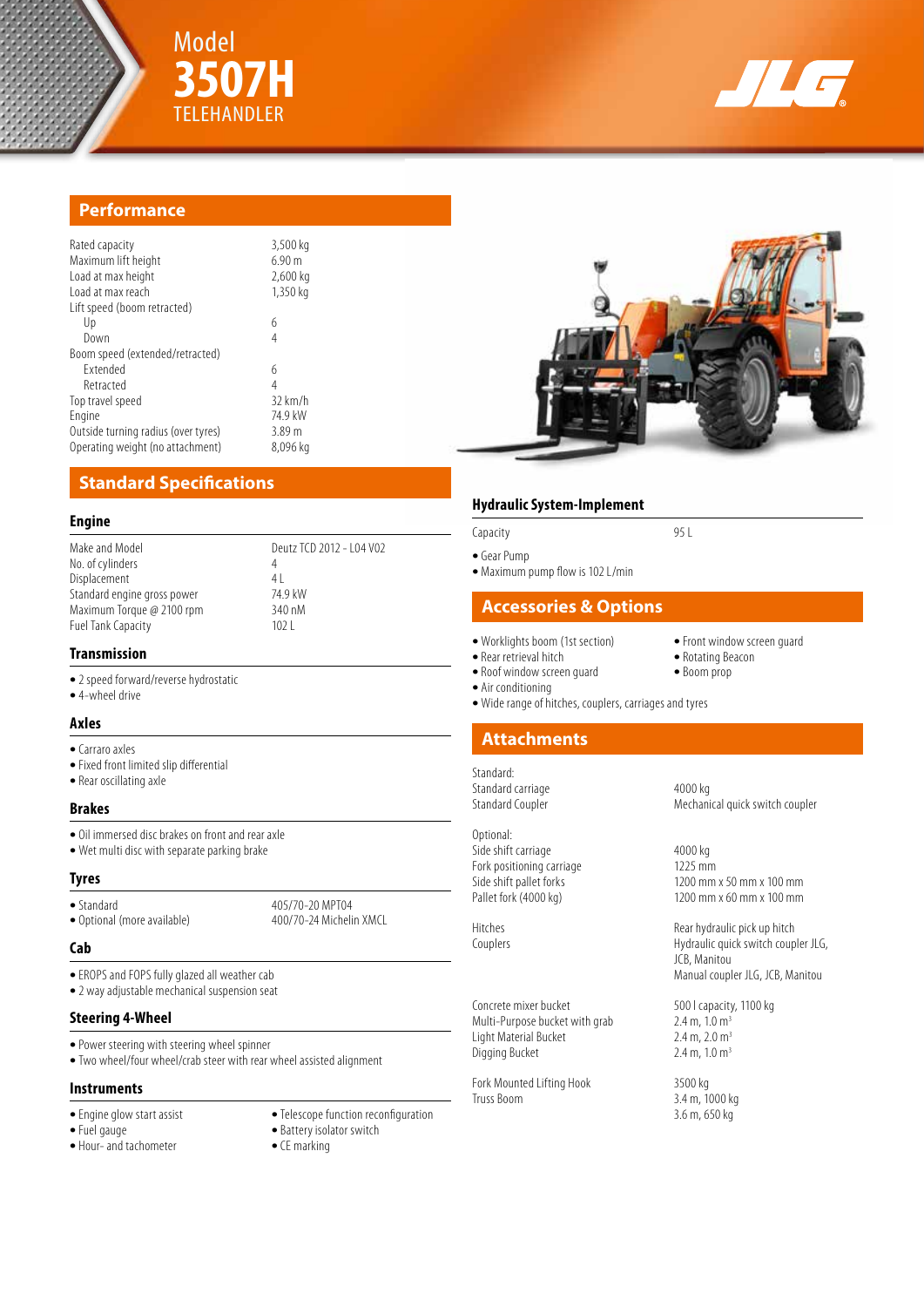# Model 3507H TELEHANDLER

## Performance

| | |
|---|---|
| Rated capacity | 3,500 kg |
| Maximum lift height | 6.90 m |
| Load at max height | 2,600 kg |
| Load at max reach | 1,350 kg |
| Lift speed (boom retracted) | |
| Up | 6 |
| Down | 4 |
| Boom speed (extended/retracted) | |
| Extended | 6 |
| Retracted | 4 |
| Top travel speed | 32 km/h |
| Engine | 74.9 kW |
| Outside turning radius (over tyres) | 3.89 m |
| Operating weight (no attachment) | 8,096 kg |

## Standard Specifications

### Engine

| | |
|---|---|
| Make and Model | Deutz TCD 2012 - L04 V02 |
| No. of cylinders | 4 |
| Displacement | 4 L |
| Standard engine gross power | 74.9 kW |
| Maximum Torque @ 2100 rpm | 340 nM |
| Fuel Tank Capacity | 102 L |

### Transmission

- 2 speed forward/reverse hydrostatic
- 4-wheel drive

### Axles

- Carraro axles
- Fixed front limited slip differential
- Rear oscillating axle

### Brakes

- Oil immersed disc brakes on front and rear axle
- Wet multi disc with separate parking brake

### Tyres

| | |
|---|---|
| • Standard | 405/70-20 MPT04 |
| • Optional (more available) | 400/70-24 Michelin XMCL |

### Cab

- EROPS and FOPS fully glazed all weather cab
- 2 way adjustable mechanical suspension seat

### Steering 4-Wheel

- Power steering with steering wheel spinner
- Two wheel/four wheel/crab steer with rear wheel assisted alignment

### Instruments

- Engine glow start assist
- Fuel gauge
- Hour- and tachometer
- Telescope function reconfiguration
- Battery isolator switch
- CE marking

### Hydraulic System-Implement

| | |
|---|---|
| Capacity | 95 L |

- Gear Pump
- Maximum pump flow is 102 L/min

## Accessories & Options

- Worklights boom (1st section)
- Rear retrieval hitch
- Roof window screen guard
- Air conditioning
- Wide range of hitches, couplers, carriages and tyres
- Front window screen guard
- Rotating Beacon
- Boom prop

## Attachments

| | |
|---|---|
| Standard: | |
| Standard carriage | 4000 kg |
| Standard Coupler | Mechanical quick switch coupler |
| Optional: | |
| Side shift carriage | 4000 kg |
| Fork positioning carriage | 1225 mm |
| Side shift pallet forks | 1200 mm x 50 mm x 100 mm |
| Pallet fork (4000 kg) | 1200 mm x 60 mm x 100 mm |
| Hitches | Rear hydraulic pick up hitch |
| Couplers | Hydraulic quick switch coupler JLG, JCB, Manitou |
| | Manual coupler JLG, JCB, Manitou |
| Concrete mixer bucket | 500 l capacity, 1100 kg |
| Multi-Purpose bucket with grab | 2.4 m, 1.0 $m^3$ |
| Light Material Bucket | 2.4 m, 2.0 $m^3$ |
| Digging Bucket | 2.4 m, 1.0 $m^3$ |
| Fork Mounted Lifting Hook | 3500 kg |
| Truss Boom | 3.4 m, 1000 kg |
| | 3.6 m, 650 kg |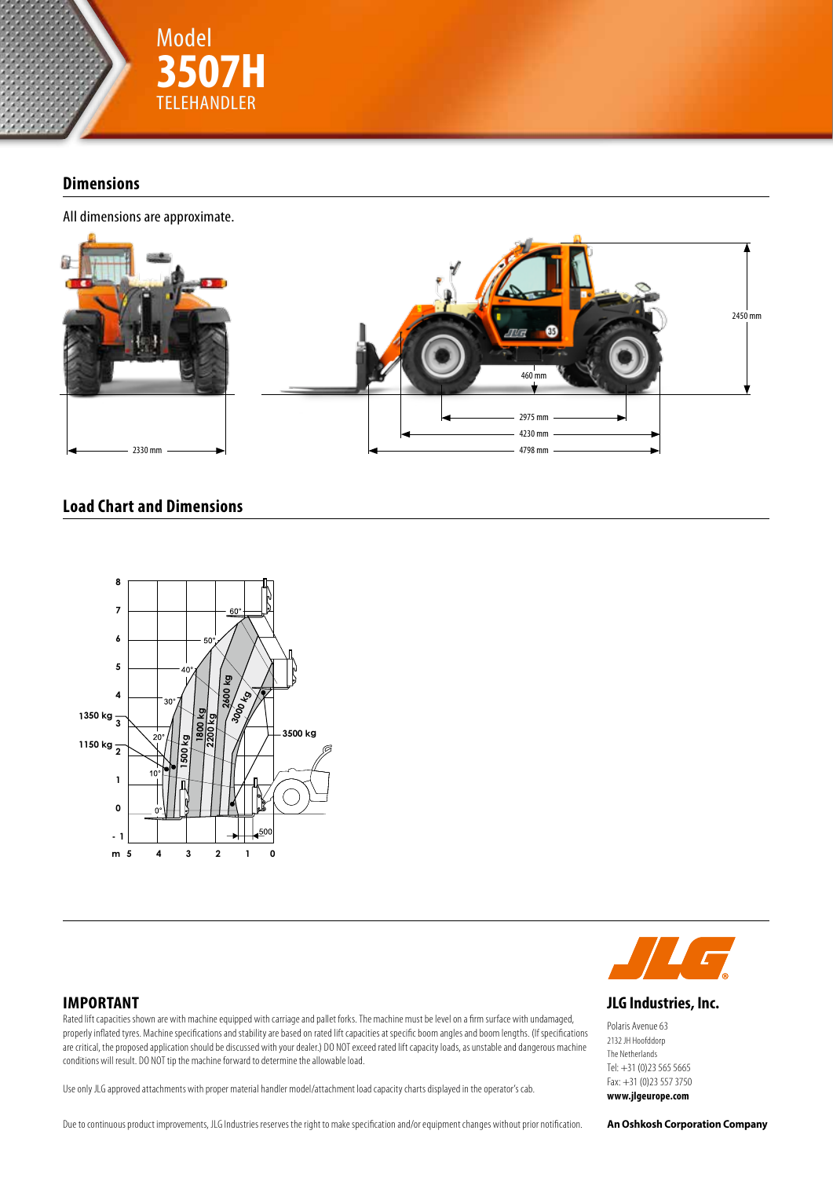Model
# 3507H
TELEHANDLER

## Dimensions

All dimensions are approximate.

2450 mm
460 mm
2975 mm
4230 mm
4798 mm
2330 mm

## Load Chart and Dimensions

8
7
6
5
4
1350 kg
3
1150 kg
2
1
0
- 1
m 5 4 3 2 1 0
60°
50°
40°
30°
20°
10°
0°
1500 kg
1800 kg
2200 kg
2600 kg
3000 kg
3500 kg
500

## IMPORTANT

Rated lift capacities shown are with machine equipped with carriage and pallet forks. The machine must be level on a firm surface with undamaged, properly inflated tyres. Machine specifications and stability are based on rated lift capacities at specific boom angles and boom lengths. (If specifications are critical, the proposed application should be discussed with your dealer.) DO NOT exceed rated lift capacity loads, as unstable and dangerous machine conditions will result. DO NOT tip the machine forward to determine the allowable load.

Use only JLG approved attachments with proper material handler model/attachment load capacity charts displayed in the operator's cab.

Due to continuous product improvements, JLG Industries reserves the right to make specification and/or equipment changes without prior notification.

JLG®

### JLG Industries, Inc.

Polaris Avenue 63
2132 JH Hoofddorp
The Netherlands
Tel: +31 (0)23 565 5665
Fax: +31 (0)23 557 3750
**www.jlgeurope.com**

**An Oshkosh Corporation Company**